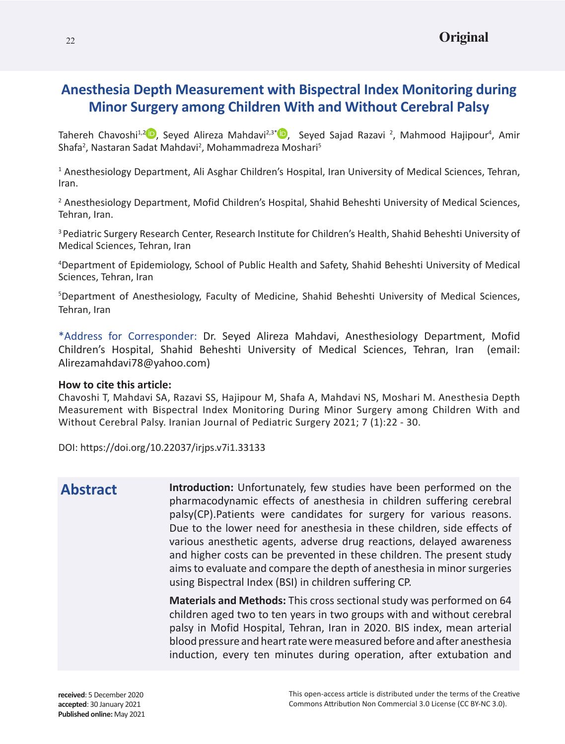Original

# Anesthesia Depth Measurement with Bispectral Index Monitoring during Minor Surgery among Children With and Without Cerebral Palsy

Tahereh Chavoshi[1,2], Seyed Alireza Mahdavi[2,3*], Seyed Sajad Razavi [2], Mahmood Hajipour[4], Amir Shafa[2], Nastaran Sadat Mahdavi[2], Mohammadreza Moshari[5]

[1] Anesthesiology Department, Ali Asghar Children's Hospital, Iran University of Medical Sciences, Tehran, Iran.

[2] Anesthesiology Department, Mofid Children's Hospital, Shahid Beheshti University of Medical Sciences, Tehran, Iran.

[3] Pediatric Surgery Research Center, Research Institute for Children's Health, Shahid Beheshti University of Medical Sciences, Tehran, Iran

[4] Department of Epidemiology, School of Public Health and Safety, Shahid Beheshti University of Medical Sciences, Tehran, Iran

[5] Department of Anesthesiology, Faculty of Medicine, Shahid Beheshti University of Medical Sciences, Tehran, Iran

*Address for Corresponder: Dr. Seyed Alireza Mahdavi, Anesthesiology Department, Mofid Children's Hospital, Shahid Beheshti University of Medical Sciences, Tehran, Iran (email: Alirezamahdavi78@yahoo.com)

**How to cite this article:**
Chavoshi T, Mahdavi SA, Razavi SS, Hajipour M, Shafa A, Mahdavi NS, Moshari M. Anesthesia Depth Measurement with Bispectral Index Monitoring During Minor Surgery among Children With and Without Cerebral Palsy. Iranian Journal of Pediatric Surgery 2021; 7 (1):22 - 30.

DOI: https://doi.org/10.22037/irjps.v7i1.33133

## Abstract

**Introduction:** Unfortunately, few studies have been performed on the pharmacodynamic effects of anesthesia in children suffering cerebral palsy(CP).Patients were candidates for surgery for various reasons. Due to the lower need for anesthesia in these children, side effects of various anesthetic agents, adverse drug reactions, delayed awareness and higher costs can be prevented in these children. The present study aims to evaluate and compare the depth of anesthesia in minor surgeries using Bispectral Index (BSI) in children suffering CP.

**Materials and Methods:** This cross sectional study was performed on 64 children aged two to ten years in two groups with and without cerebral palsy in Mofid Hospital, Tehran, Iran in 2020. BIS index, mean arterial blood pressure and heart rate were measured before and after anesthesia induction, every ten minutes during operation, after extubation and

**received**: 5 December 2020
**accepted**: 30 January 2021
**Published online:** May 2021

This open-access article is distributed under the terms of the Creative Commons Attribution Non Commercial 3.0 License (CC BY-NC 3.0).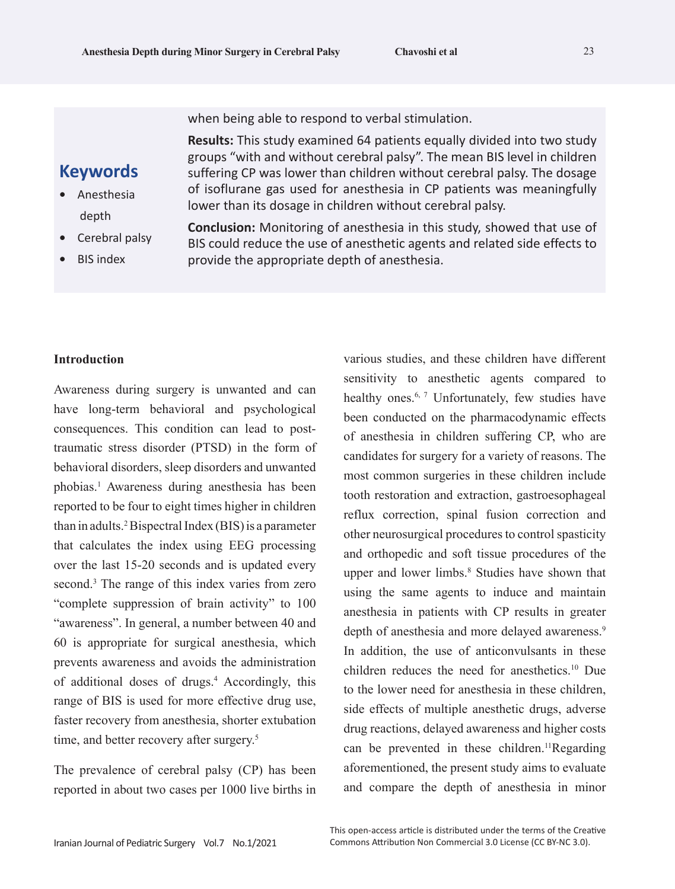when being able to respond to verbal stimulation.

**Results:** This study examined 64 patients equally divided into two study groups "with and without cerebral palsy". The mean BIS level in children suffering CP was lower than children without cerebral palsy. The dosage of isoflurane gas used for anesthesia in CP patients was meaningfully lower than its dosage in children without cerebral palsy.

**Conclusion:** Monitoring of anesthesia in this study, showed that use of BIS could reduce the use of anesthetic agents and related side effects to provide the appropriate depth of anesthesia.

## Keywords

- Anesthesia depth
- Cerebral palsy
- BIS index

### Introduction

Awareness during surgery is unwanted and can have long-term behavioral and psychological consequences. This condition can lead to post-traumatic stress disorder (PTSD) in the form of behavioral disorders, sleep disorders and unwanted phobias.[1] Awareness during anesthesia has been reported to be four to eight times higher in children than in adults.[2] Bispectral Index (BIS) is a parameter that calculates the index using EEG processing over the last 15-20 seconds and is updated every second.[3] The range of this index varies from zero "complete suppression of brain activity" to 100 "awareness". In general, a number between 40 and 60 is appropriate for surgical anesthesia, which prevents awareness and avoids the administration of additional doses of drugs.[4] Accordingly, this range of BIS is used for more effective drug use, faster recovery from anesthesia, shorter extubation time, and better recovery after surgery.[5]

The prevalence of cerebral palsy (CP) has been reported in about two cases per 1000 live births in various studies, and these children have different sensitivity to anesthetic agents compared to healthy ones.[6, 7] Unfortunately, few studies have been conducted on the pharmacodynamic effects of anesthesia in children suffering CP, who are candidates for surgery for a variety of reasons. The most common surgeries in these children include tooth restoration and extraction, gastroesophageal reflux correction, spinal fusion correction and other neurosurgical procedures to control spasticity and orthopedic and soft tissue procedures of the upper and lower limbs.[8] Studies have shown that using the same agents to induce and maintain anesthesia in patients with CP results in greater depth of anesthesia and more delayed awareness.[9] In addition, the use of anticonvulsants in these children reduces the need for anesthetics.[10] Due to the lower need for anesthesia in these children, side effects of multiple anesthetic drugs, adverse drug reactions, delayed awareness and higher costs can be prevented in these children.[11]Regarding aforementioned, the present study aims to evaluate and compare the depth of anesthesia in minor

This open-access article is distributed under the terms of the Creative Commons Attribution Non Commercial 3.0 License (CC BY-NC 3.0).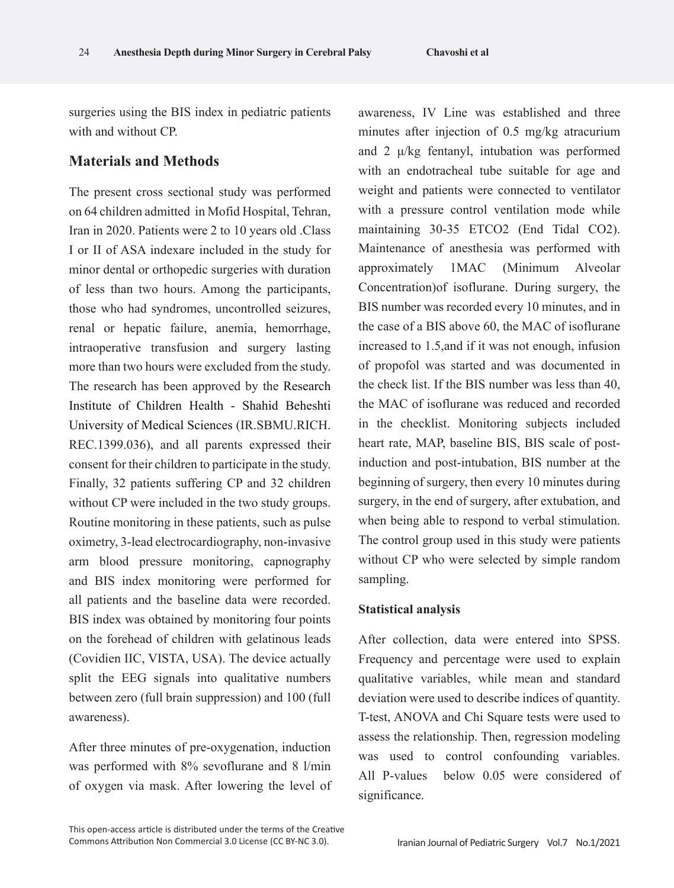surgeries using the BIS index in pediatric patients with and without CP.

## Materials and Methods

The present cross sectional study was performed on 64 children admitted in Mofid Hospital, Tehran, Iran in 2020. Patients were 2 to 10 years old .Class I or II of ASA indexare included in the study for minor dental or orthopedic surgeries with duration of less than two hours. Among the participants, those who had syndromes, uncontrolled seizures, renal or hepatic failure, anemia, hemorrhage, intraoperative transfusion and surgery lasting more than two hours were excluded from the study. The research has been approved by the Research Institute of Children Health - Shahid Beheshti University of Medical Sciences (IR.SBMU.RICH.REC.1399.036), and all parents expressed their consent for their children to participate in the study. Finally, 32 patients suffering CP and 32 children without CP were included in the two study groups. Routine monitoring in these patients, such as pulse oximetry, 3-lead electrocardiography, non-invasive arm blood pressure monitoring, capnography and BIS index monitoring were performed for all patients and the baseline data were recorded. BIS index was obtained by monitoring four points on the forehead of children with gelatinous leads (Covidien IIC, VISTA, USA). The device actually split the EEG signals into qualitative numbers between zero (full brain suppression) and 100 (full awareness).

After three minutes of pre-oxygenation, induction was performed with 8% sevoflurane and 8 l/min of oxygen via mask. After lowering the level of awareness, IV Line was established and three minutes after injection of 0.5 mg/kg atracurium and 2 μ/kg fentanyl, intubation was performed with an endotracheal tube suitable for age and weight and patients were connected to ventilator with a pressure control ventilation mode while maintaining 30-35 ETCO2 (End Tidal CO2). Maintenance of anesthesia was performed with approximately 1MAC (Minimum Alveolar Concentration)of isoflurane. During surgery, the BIS number was recorded every 10 minutes, and in the case of a BIS above 60, the MAC of isoflurane increased to 1.5,and if it was not enough, infusion of propofol was started and was documented in the check list. If the BIS number was less than 40, the MAC of isoflurane was reduced and recorded in the checklist. Monitoring subjects included heart rate, MAP, baseline BIS, BIS scale of post-induction and post-intubation, BIS number at the beginning of surgery, then every 10 minutes during surgery, in the end of surgery, after extubation, and when being able to respond to verbal stimulation. The control group used in this study were patients without CP who were selected by simple random sampling.

### Statistical analysis

After collection, data were entered into SPSS. Frequency and percentage were used to explain qualitative variables, while mean and standard deviation were used to describe indices of quantity. T-test, ANOVA and Chi Square tests were used to assess the relationship. Then, regression modeling was used to control confounding variables. All P-values below 0.05 were considered of significance.

This open-access article is distributed under the terms of the Creative Commons Attribution Non Commercial 3.0 License (CC BY-NC 3.0).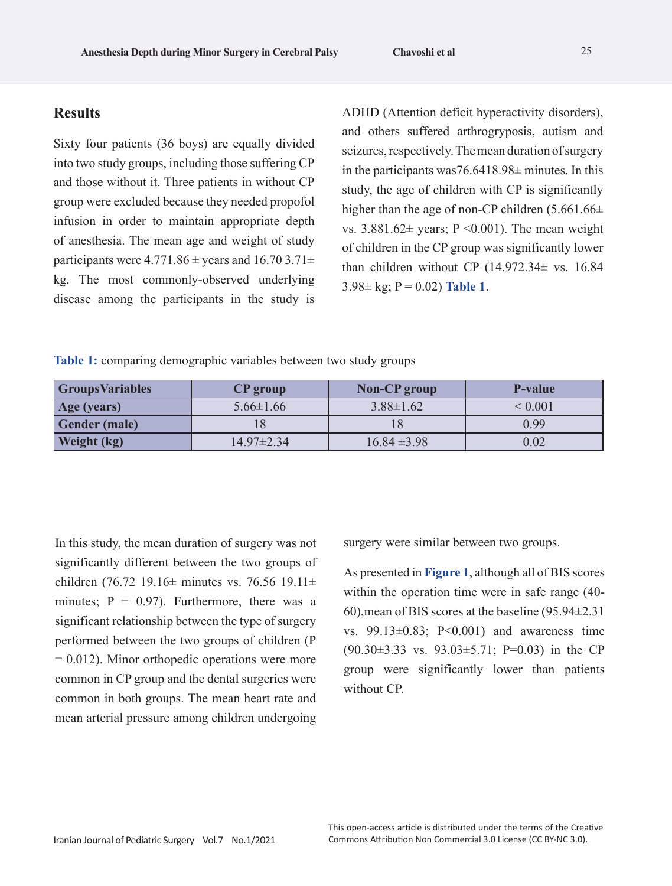## Results

Sixty four patients (36 boys) are equally divided into two study groups, including those suffering CP and those without it. Three patients in without CP group were excluded because they needed propofol infusion in order to maintain appropriate depth of anesthesia. The mean age and weight of study participants were 4.771.86 ± years and 16.70 3.71± kg. The most commonly-observed underlying disease among the participants in the study is ADHD (Attention deficit hyperactivity disorders), and others suffered arthrogryposis, autism and seizures, respectively. The mean duration of surgery in the participants was76.6418.98± minutes. In this study, the age of children with CP is significantly higher than the age of non-CP children (5.661.66± vs. 3.881.62± years; P <0.001). The mean weight of children in the CP group was significantly lower than children without CP (14.972.34± vs. 16.84 3.98± kg; P = 0.02) **Table 1**.

**Table 1:** comparing demographic variables between two study groups

| GroupsVariables | CP group | Non-CP group | P-value |
|---|---|---|---|
| **Age (years)** | 5.66±1.66 | 3.88±1.62 | < 0.001 |
| **Gender (male)** | 18 | 18 | 0.99 |
| **Weight (kg)** | 14.97±2.34 | 16.84 ±3.98 | 0.02 |

In this study, the mean duration of surgery was not significantly different between the two groups of children (76.72 19.16± minutes vs. 76.56 19.11± minutes; P = 0.97). Furthermore, there was a significant relationship between the type of surgery performed between the two groups of children (P = 0.012). Minor orthopedic operations were more common in CP group and the dental surgeries were common in both groups. The mean heart rate and mean arterial pressure among children undergoing surgery were similar between two groups.

As presented in **Figure 1**, although all of BIS scores within the operation time were in safe range (40-60),mean of BIS scores at the baseline (95.94±2.31 vs. 99.13±0.83; P<0.001) and awareness time (90.30±3.33 vs. 93.03±5.71; P=0.03) in the CP group were significantly lower than patients without CP.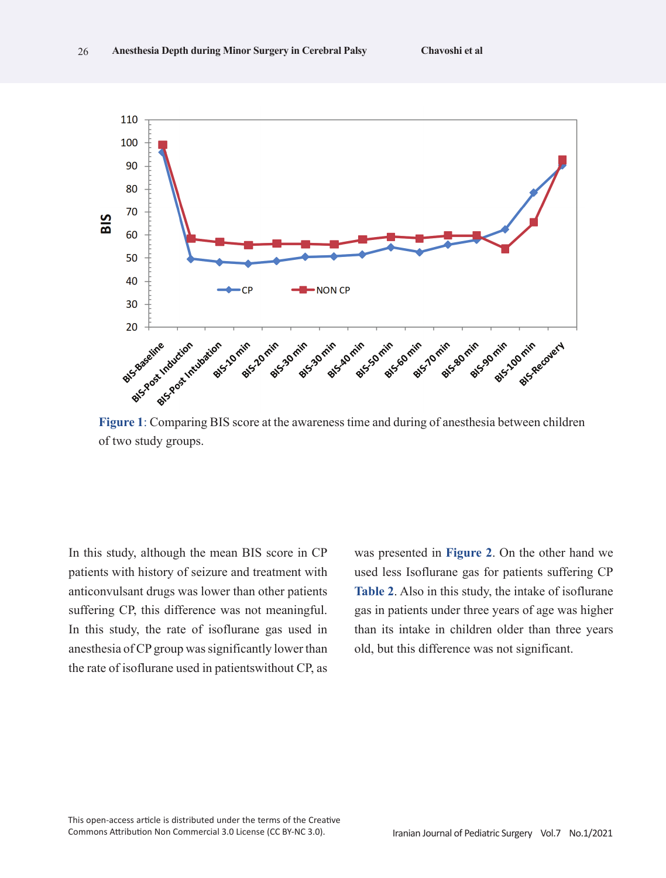**Figure 1**: Comparing BIS score at the awareness time and during of anesthesia between children of two study groups.

In this study, although the mean BIS score in CP patients with history of seizure and treatment with anticonvulsant drugs was lower than other patients suffering CP, this difference was not meaningful. In this study, the rate of isoflurane gas used in anesthesia of CP group was significantly lower than the rate of isoflurane used in patientswithout CP, as was presented in **Figure 2**. On the other hand we used less Isoflurane gas for patients suffering CP **Table 2**. Also in this study, the intake of isoflurane gas in patients under three years of age was higher than its intake in children older than three years old, but this difference was not significant.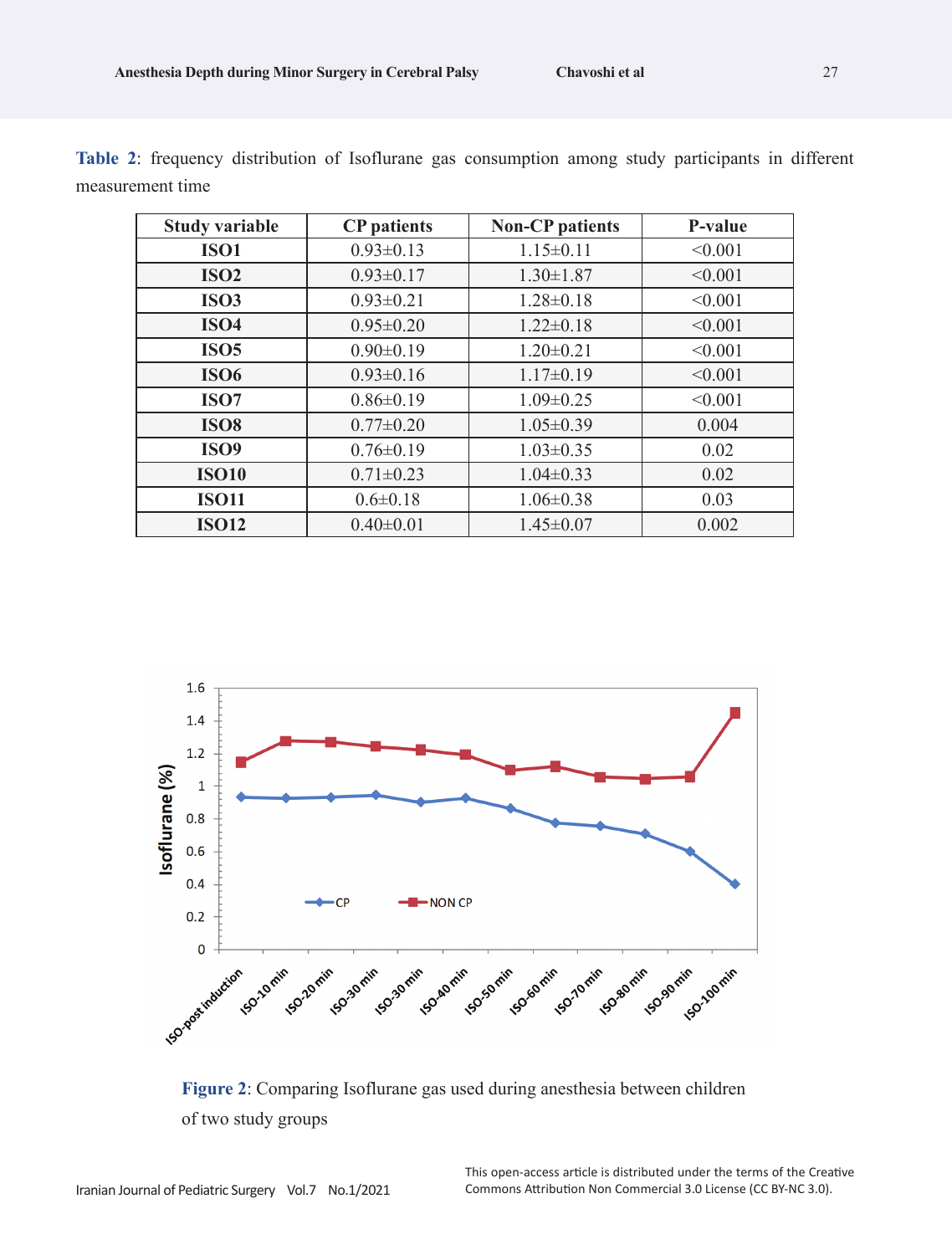**Table 2**: frequency distribution of Isoflurane gas consumption among study participants in different measurement time

| Study variable | CP patients | Non-CP patients | P-value |
|---|---|---|---|
| **ISO1** | 0.93±0.13 | 1.15±0.11 | <0.001 |
| **ISO2** | 0.93±0.17 | 1.30±1.87 | <0.001 |
| **ISO3** | 0.93±0.21 | 1.28±0.18 | <0.001 |
| **ISO4** | 0.95±0.20 | 1.22±0.18 | <0.001 |
| **ISO5** | 0.90±0.19 | 1.20±0.21 | <0.001 |
| **ISO6** | 0.93±0.16 | 1.17±0.19 | <0.001 |
| **ISO7** | 0.86±0.19 | 1.09±0.25 | <0.001 |
| **ISO8** | 0.77±0.20 | 1.05±0.39 | 0.004 |
| **ISO9** | 0.76±0.19 | 1.03±0.35 | 0.02 |
| **ISO10** | 0.71±0.23 | 1.04±0.33 | 0.02 |
| **ISO11** | 0.6±0.18 | 1.06±0.38 | 0.03 |
| **ISO12** | 0.40±0.01 | 1.45±0.07 | 0.002 |

**Figure 2**: Comparing Isoflurane gas used during anesthesia between children of two study groups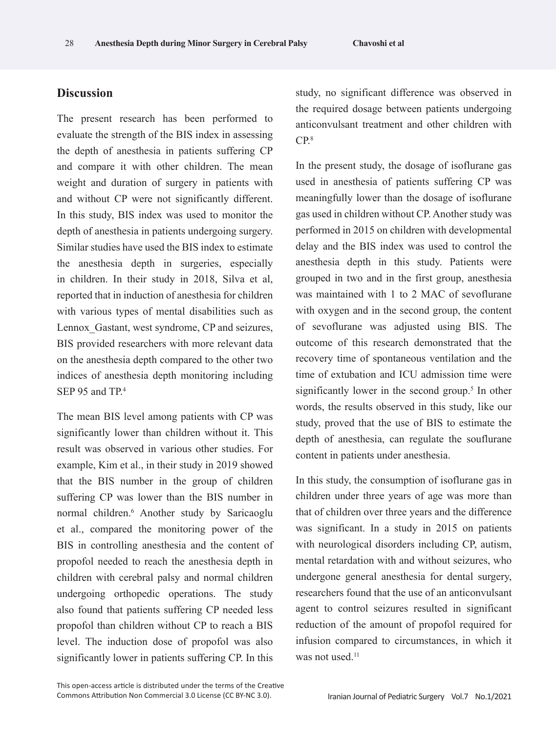## Discussion

The present research has been performed to evaluate the strength of the BIS index in assessing the depth of anesthesia in patients suffering CP and compare it with other children. The mean weight and duration of surgery in patients with and without CP were not significantly different. In this study, BIS index was used to monitor the depth of anesthesia in patients undergoing surgery. Similar studies have used the BIS index to estimate the anesthesia depth in surgeries, especially in children. In their study in 2018, Silva et al, reported that in induction of anesthesia for children with various types of mental disabilities such as Lennox_Gastant, west syndrome, CP and seizures, BIS provided researchers with more relevant data on the anesthesia depth compared to the other two indices of anesthesia depth monitoring including SEP 95 and TP.[4]

The mean BIS level among patients with CP was significantly lower than children without it. This result was observed in various other studies. For example, Kim et al., in their study in 2019 showed that the BIS number in the group of children suffering CP was lower than the BIS number in normal children.[6] Another study by Saricaoglu et al., compared the monitoring power of the BIS in controlling anesthesia and the content of propofol needed to reach the anesthesia depth in children with cerebral palsy and normal children undergoing orthopedic operations. The study also found that patients suffering CP needed less propofol than children without CP to reach a BIS level. The induction dose of propofol was also significantly lower in patients suffering CP. In this study, no significant difference was observed in the required dosage between patients undergoing anticonvulsant treatment and other children with CP.[8]

In the present study, the dosage of isoflurane gas used in anesthesia of patients suffering CP was meaningfully lower than the dosage of isoflurane gas used in children without CP. Another study was performed in 2015 on children with developmental delay and the BIS index was used to control the anesthesia depth in this study. Patients were grouped in two and in the first group, anesthesia was maintained with 1 to 2 MAC of sevoflurane with oxygen and in the second group, the content of sevoflurane was adjusted using BIS. The outcome of this research demonstrated that the recovery time of spontaneous ventilation and the time of extubation and ICU admission time were significantly lower in the second group.[5] In other words, the results observed in this study, like our study, proved that the use of BIS to estimate the depth of anesthesia, can regulate the souflurane content in patients under anesthesia.

In this study, the consumption of isoflurane gas in children under three years of age was more than that of children over three years and the difference was significant. In a study in 2015 on patients with neurological disorders including CP, autism, mental retardation with and without seizures, who undergone general anesthesia for dental surgery, researchers found that the use of an anticonvulsant agent to control seizures resulted in significant reduction of the amount of propofol required for infusion compared to circumstances, in which it was not used.[11]

This open-access article is distributed under the terms of the Creative Commons Attribution Non Commercial 3.0 License (CC BY-NC 3.0).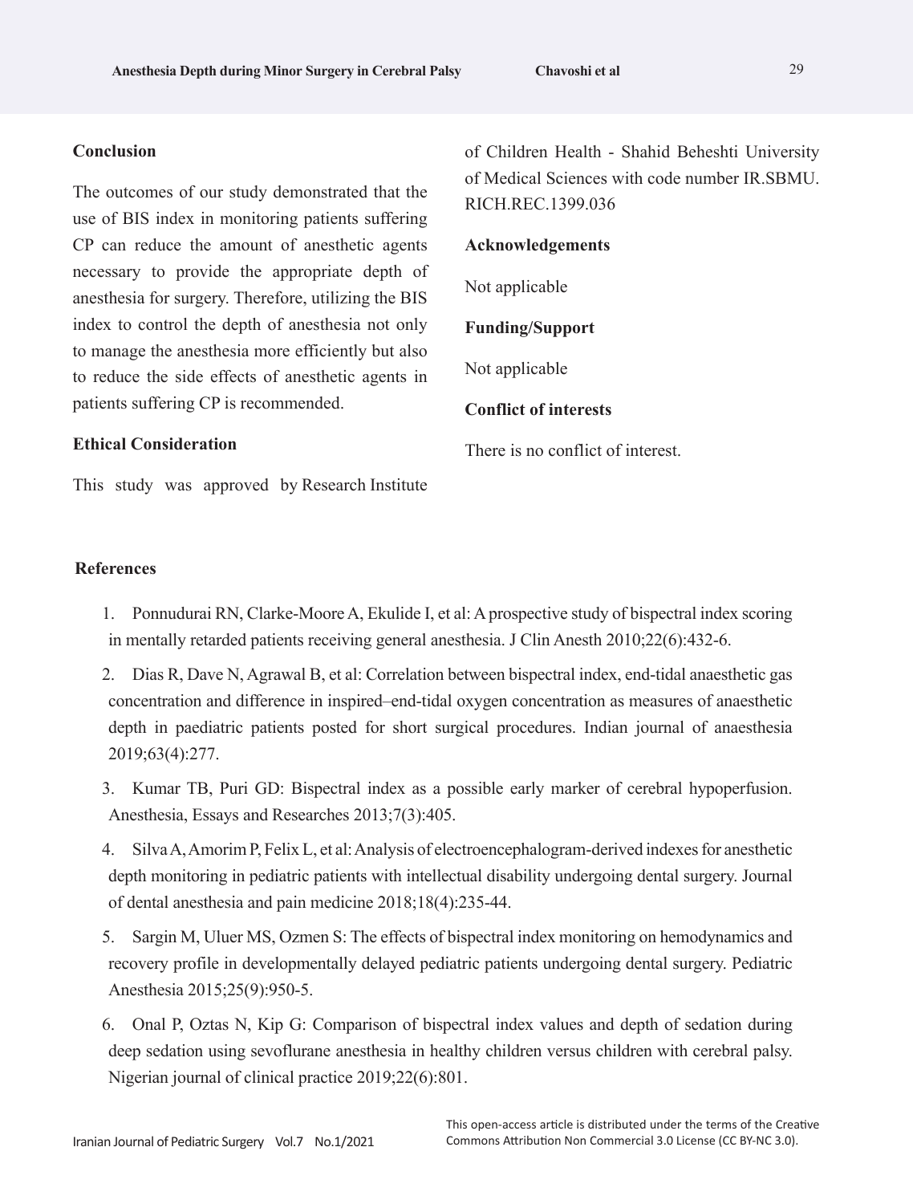## Conclusion

The outcomes of our study demonstrated that the use of BIS index in monitoring patients suffering CP can reduce the amount of anesthetic agents necessary to provide the appropriate depth of anesthesia for surgery. Therefore, utilizing the BIS index to control the depth of anesthesia not only to manage the anesthesia more efficiently but also to reduce the side effects of anesthetic agents in patients suffering CP is recommended.

## Ethical Consideration

This study was approved by Research Institute of Children Health - Shahid Beheshti University of Medical Sciences with code number IR.SBMU.RICH.REC.1399.036

## Acknowledgements

Not applicable

## Funding/Support

Not applicable

## Conflict of interests

There is no conflict of interest.

## References

1. Ponnudurai RN, Clarke-Moore A, Ekulide I, et al: A prospective study of bispectral index scoring in mentally retarded patients receiving general anesthesia. J Clin Anesth 2010;22(6):432-6.
2. Dias R, Dave N, Agrawal B, et al: Correlation between bispectral index, end-tidal anaesthetic gas concentration and difference in inspired–end-tidal oxygen concentration as measures of anaesthetic depth in paediatric patients posted for short surgical procedures. Indian journal of anaesthesia 2019;63(4):277.
3. Kumar TB, Puri GD: Bispectral index as a possible early marker of cerebral hypoperfusion. Anesthesia, Essays and Researches 2013;7(3):405.
4. Silva A, Amorim P, Felix L, et al: Analysis of electroencephalogram-derived indexes for anesthetic depth monitoring in pediatric patients with intellectual disability undergoing dental surgery. Journal of dental anesthesia and pain medicine 2018;18(4):235-44.
5. Sargin M, Uluer MS, Ozmen S: The effects of bispectral index monitoring on hemodynamics and recovery profile in developmentally delayed pediatric patients undergoing dental surgery. Pediatric Anesthesia 2015;25(9):950-5.
6. Onal P, Oztas N, Kip G: Comparison of bispectral index values and depth of sedation during deep sedation using sevoflurane anesthesia in healthy children versus children with cerebral palsy. Nigerian journal of clinical practice 2019;22(6):801.

This open-access article is distributed under the terms of the Creative Commons Attribution Non Commercial 3.0 License (CC BY-NC 3.0).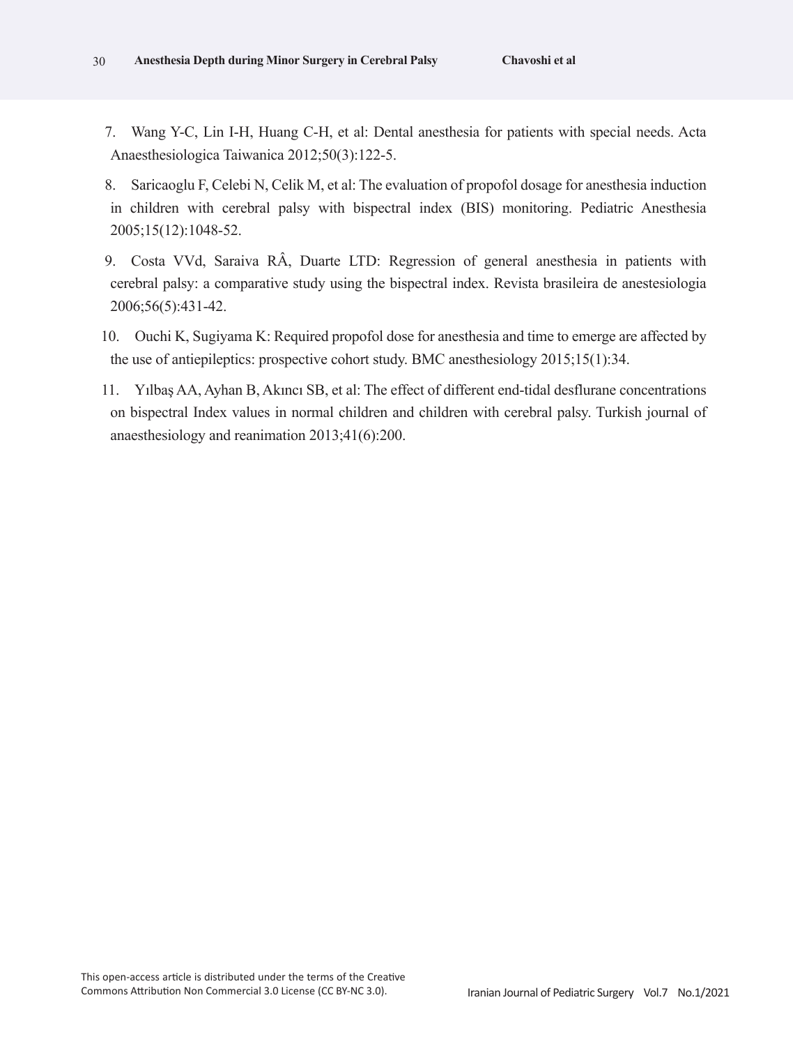7. Wang Y-C, Lin I-H, Huang C-H, et al: Dental anesthesia for patients with special needs. Acta Anaesthesiologica Taiwanica 2012;50(3):122-5.

8. Saricaoglu F, Celebi N, Celik M, et al: The evaluation of propofol dosage for anesthesia induction in children with cerebral palsy with bispectral index (BIS) monitoring. Pediatric Anesthesia 2005;15(12):1048-52.

9. Costa VVd, Saraiva RÂ, Duarte LTD: Regression of general anesthesia in patients with cerebral palsy: a comparative study using the bispectral index. Revista brasileira de anestesiologia 2006;56(5):431-42.

10. Ouchi K, Sugiyama K: Required propofol dose for anesthesia and time to emerge are affected by the use of antiepileptics: prospective cohort study. BMC anesthesiology 2015;15(1):34.

11. Yılbaş AA, Ayhan B, Akıncı SB, et al: The effect of different end-tidal desflurane concentrations on bispectral Index values in normal children and children with cerebral palsy. Turkish journal of anaesthesiology and reanimation 2013;41(6):200.

This open-access article is distributed under the terms of the Creative Commons Attribution Non Commercial 3.0 License (CC BY-NC 3.0).